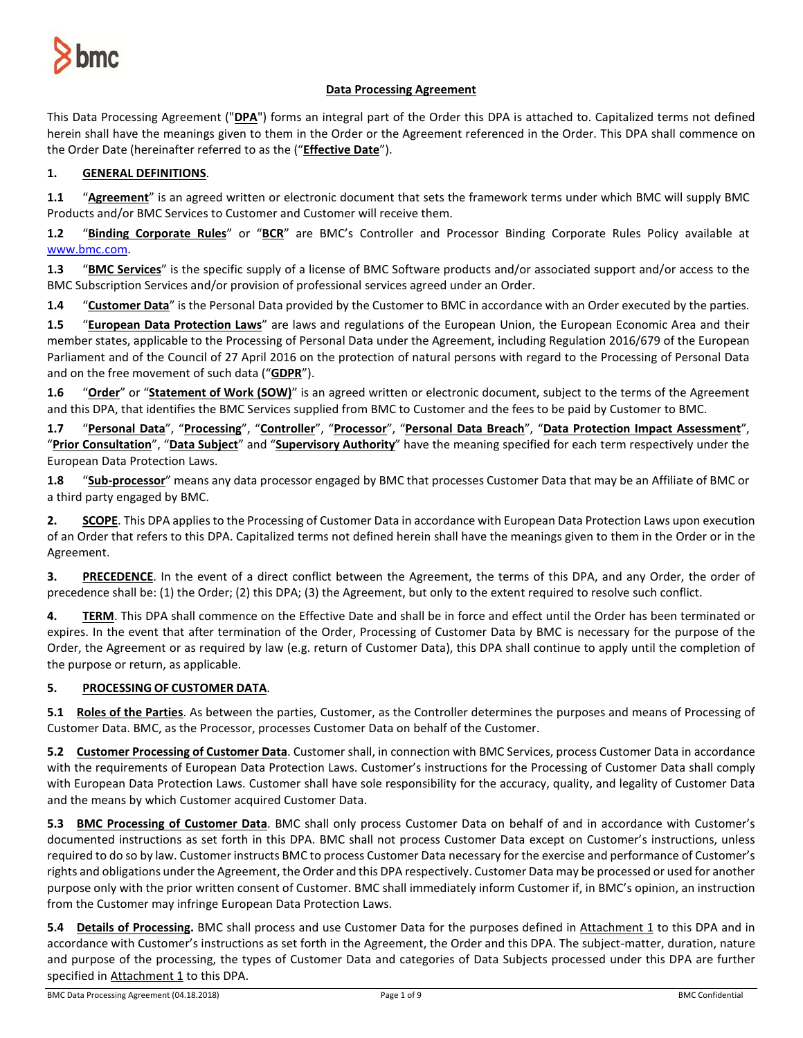# Data Processing Agreement

This Data Processing Agreement ("**DPA**") forms an integral part of the Order this DPA is attached to. Capitalized terms not defined herein shall have the meanings given to them in the Order or the Agreement referenced in the Order. This DPA shall commence on the Order Date (hereinafter referred to as the ("**Effective Date**").

## 1. GENERAL DEFINITIONS.

**1.1** "**Agreement**" is an agreed written or electronic document that sets the framework terms under which BMC will supply BMC Products and/or BMC Services to Customer and Customer will receive them.

**1.2** "**Binding Corporate Rules**" or "**BCR**" are BMC's Controller and Processor Binding Corporate Rules Policy available at www.bmc.com.

**1.3** "**BMC Services**" is the specific supply of a license of BMC Software products and/or associated support and/or access to the BMC Subscription Services and/or provision of professional services agreed under an Order.

**1.4** "**Customer Data**" is the Personal Data provided by the Customer to BMC in accordance with an Order executed by the parties.

**1.5** "**European Data Protection Laws**" are laws and regulations of the European Union, the European Economic Area and their member states, applicable to the Processing of Personal Data under the Agreement, including Regulation 2016/679 of the European Parliament and of the Council of 27 April 2016 on the protection of natural persons with regard to the Processing of Personal Data and on the free movement of such data ("**GDPR**").

**1.6** "**Order**" or "**Statement of Work (SOW)**" is an agreed written or electronic document, subject to the terms of the Agreement and this DPA, that identifies the BMC Services supplied from BMC to Customer and the fees to be paid by Customer to BMC.

**1.7** "**Personal Data**", "**Processing**", "**Controller**", "**Processor**", "**Personal Data Breach**", "**Data Protection Impact Assessment**", "**Prior Consultation**", "**Data Subject**" and "**Supervisory Authority**" have the meaning specified for each term respectively under the European Data Protection Laws.

**1.8** "**Sub-processor**" means any data processor engaged by BMC that processes Customer Data that may be an Affiliate of BMC or a third party engaged by BMC.

**2. SCOPE**. This DPA applies to the Processing of Customer Data in accordance with European Data Protection Laws upon execution of an Order that refers to this DPA. Capitalized terms not defined herein shall have the meanings given to them in the Order or in the Agreement.

**3. PRECEDENCE**. In the event of a direct conflict between the Agreement, the terms of this DPA, and any Order, the order of precedence shall be: (1) the Order; (2) this DPA; (3) the Agreement, but only to the extent required to resolve such conflict.

**4. TERM**. This DPA shall commence on the Effective Date and shall be in force and effect until the Order has been terminated or expires. In the event that after termination of the Order, Processing of Customer Data by BMC is necessary for the purpose of the Order, the Agreement or as required by law (e.g. return of Customer Data), this DPA shall continue to apply until the completion of the purpose or return, as applicable.

## 5. PROCESSING OF CUSTOMER DATA.

**5.1 Roles of the Parties**. As between the parties, Customer, as the Controller determines the purposes and means of Processing of Customer Data. BMC, as the Processor, processes Customer Data on behalf of the Customer.

**5.2 Customer Processing of Customer Data**. Customer shall, in connection with BMC Services, process Customer Data in accordance with the requirements of European Data Protection Laws. Customer's instructions for the Processing of Customer Data shall comply with European Data Protection Laws. Customer shall have sole responsibility for the accuracy, quality, and legality of Customer Data and the means by which Customer acquired Customer Data.

**5.3 BMC Processing of Customer Data**. BMC shall only process Customer Data on behalf of and in accordance with Customer's documented instructions as set forth in this DPA. BMC shall not process Customer Data except on Customer's instructions, unless required to do so by law. Customer instructs BMC to process Customer Data necessary for the exercise and performance of Customer's rights and obligations under the Agreement, the Order and this DPA respectively. Customer Data may be processed or used for another purpose only with the prior written consent of Customer. BMC shall immediately inform Customer if, in BMC's opinion, an instruction from the Customer may infringe European Data Protection Laws.

**5.4 Details of Processing.** BMC shall process and use Customer Data for the purposes defined in Attachment 1 to this DPA and in accordance with Customer's instructions as set forth in the Agreement, the Order and this DPA. The subject-matter, duration, nature and purpose of the processing, the types of Customer Data and categories of Data Subjects processed under this DPA are further specified in Attachment 1 to this DPA.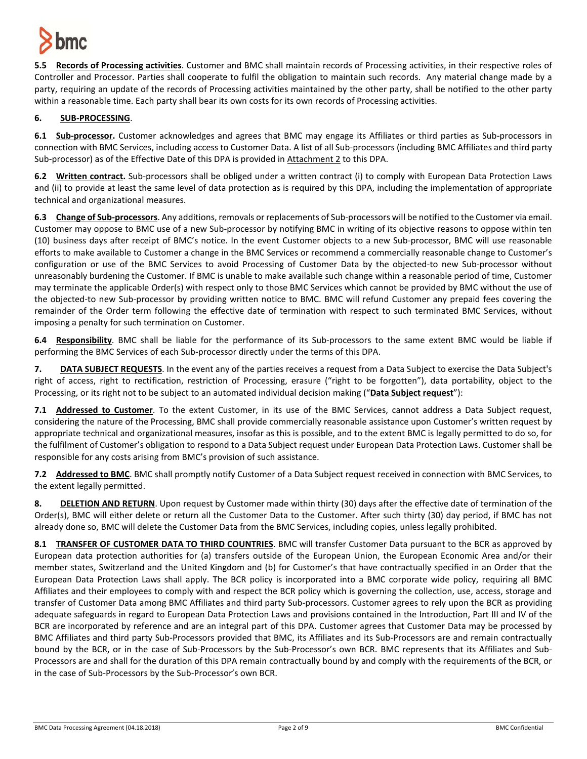**5.5 Records of Processing activities**. Customer and BMC shall maintain records of Processing activities, in their respective roles of Controller and Processor. Parties shall cooperate to fulfil the obligation to maintain such records. Any material change made by a party, requiring an update of the records of Processing activities maintained by the other party, shall be notified to the other party within a reasonable time. Each party shall bear its own costs for its own records of Processing activities.

## 6. SUB-PROCESSING.

**6.1 Sub-processor.** Customer acknowledges and agrees that BMC may engage its Affiliates or third parties as Sub-processors in connection with BMC Services, including access to Customer Data. A list of all Sub-processors (including BMC Affiliates and third party Sub-processor) as of the Effective Date of this DPA is provided in Attachment 2 to this DPA.

**6.2 Written contract.** Sub-processors shall be obliged under a written contract (i) to comply with European Data Protection Laws and (ii) to provide at least the same level of data protection as is required by this DPA, including the implementation of appropriate technical and organizational measures.

**6.3 Change of Sub-processors**. Any additions, removals or replacements of Sub-processors will be notified to the Customer via email. Customer may oppose to BMC use of a new Sub-processor by notifying BMC in writing of its objective reasons to oppose within ten (10) business days after receipt of BMC's notice. In the event Customer objects to a new Sub-processor, BMC will use reasonable efforts to make available to Customer a change in the BMC Services or recommend a commercially reasonable change to Customer's configuration or use of the BMC Services to avoid Processing of Customer Data by the objected-to new Sub-processor without unreasonably burdening the Customer. If BMC is unable to make available such change within a reasonable period of time, Customer may terminate the applicable Order(s) with respect only to those BMC Services which cannot be provided by BMC without the use of the objected-to new Sub-processor by providing written notice to BMC. BMC will refund Customer any prepaid fees covering the remainder of the Order term following the effective date of termination with respect to such terminated BMC Services, without imposing a penalty for such termination on Customer.

**6.4 Responsibility**. BMC shall be liable for the performance of its Sub-processors to the same extent BMC would be liable if performing the BMC Services of each Sub-processor directly under the terms of this DPA.

## 7. DATA SUBJECT REQUESTS.

In the event any of the parties receives a request from a Data Subject to exercise the Data Subject's right of access, right to rectification, restriction of Processing, erasure ("right to be forgotten"), data portability, object to the Processing, or its right not to be subject to an automated individual decision making ("**Data Subject request**"):

**7.1 Addressed to Customer**. To the extent Customer, in its use of the BMC Services, cannot address a Data Subject request, considering the nature of the Processing, BMC shall provide commercially reasonable assistance upon Customer's written request by appropriate technical and organizational measures, insofar as this is possible, and to the extent BMC is legally permitted to do so, for the fulfilment of Customer's obligation to respond to a Data Subject request under European Data Protection Laws. Customer shall be responsible for any costs arising from BMC's provision of such assistance.

**7.2 Addressed to BMC**. BMC shall promptly notify Customer of a Data Subject request received in connection with BMC Services, to the extent legally permitted.

## 8. DELETION AND RETURN.

Upon request by Customer made within thirty (30) days after the effective date of termination of the Order(s), BMC will either delete or return all the Customer Data to the Customer. After such thirty (30) day period, if BMC has not already done so, BMC will delete the Customer Data from the BMC Services, including copies, unless legally prohibited.

**8.1 TRANSFER OF CUSTOMER DATA TO THIRD COUNTRIES**. BMC will transfer Customer Data pursuant to the BCR as approved by European data protection authorities for (a) transfers outside of the European Union, the European Economic Area and/or their member states, Switzerland and the United Kingdom and (b) for Customer's that have contractually specified in an Order that the European Data Protection Laws shall apply. The BCR policy is incorporated into a BMC corporate wide policy, requiring all BMC Affiliates and their employees to comply with and respect the BCR policy which is governing the collection, use, access, storage and transfer of Customer Data among BMC Affiliates and third party Sub-processors. Customer agrees to rely upon the BCR as providing adequate safeguards in regard to European Data Protection Laws and provisions contained in the Introduction, Part III and IV of the BCR are incorporated by reference and are an integral part of this DPA. Customer agrees that Customer Data may be processed by BMC Affiliates and third party Sub-Processors provided that BMC, its Affiliates and its Sub-Processors are and remain contractually bound by the BCR, or in the case of Sub-Processors by the Sub-Processor's own BCR. BMC represents that its Affiliates and Sub-Processors are and shall for the duration of this DPA remain contractually bound by and comply with the requirements of the BCR, or in the case of Sub-Processors by the Sub-Processor's own BCR.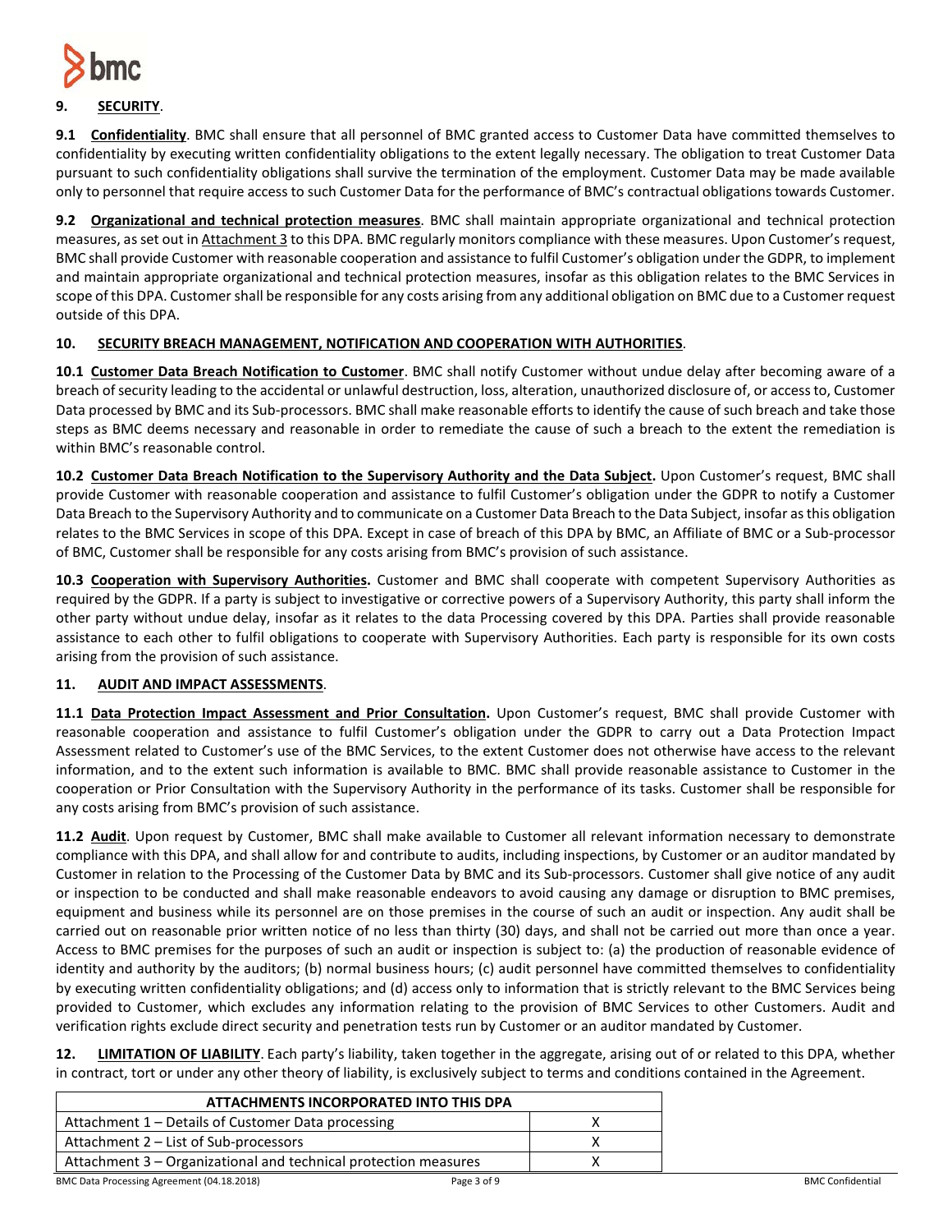## 9. SECURITY.

**9.1 Confidentiality**. BMC shall ensure that all personnel of BMC granted access to Customer Data have committed themselves to confidentiality by executing written confidentiality obligations to the extent legally necessary. The obligation to treat Customer Data pursuant to such confidentiality obligations shall survive the termination of the employment. Customer Data may be made available only to personnel that require access to such Customer Data for the performance of BMC's contractual obligations towards Customer.

**9.2 Organizational and technical protection measures**. BMC shall maintain appropriate organizational and technical protection measures, as set out in Attachment 3 to this DPA. BMC regularly monitors compliance with these measures. Upon Customer's request, BMC shall provide Customer with reasonable cooperation and assistance to fulfil Customer's obligation under the GDPR, to implement and maintain appropriate organizational and technical protection measures, insofar as this obligation relates to the BMC Services in scope of this DPA. Customer shall be responsible for any costs arising from any additional obligation on BMC due to a Customer request outside of this DPA.

## 10. SECURITY BREACH MANAGEMENT, NOTIFICATION AND COOPERATION WITH AUTHORITIES.

**10.1 Customer Data Breach Notification to Customer**. BMC shall notify Customer without undue delay after becoming aware of a breach of security leading to the accidental or unlawful destruction, loss, alteration, unauthorized disclosure of, or access to, Customer Data processed by BMC and its Sub-processors. BMC shall make reasonable efforts to identify the cause of such breach and take those steps as BMC deems necessary and reasonable in order to remediate the cause of such a breach to the extent the remediation is within BMC's reasonable control.

**10.2 Customer Data Breach Notification to the Supervisory Authority and the Data Subject.** Upon Customer's request, BMC shall provide Customer with reasonable cooperation and assistance to fulfil Customer's obligation under the GDPR to notify a Customer Data Breach to the Supervisory Authority and to communicate on a Customer Data Breach to the Data Subject, insofar as this obligation relates to the BMC Services in scope of this DPA. Except in case of breach of this DPA by BMC, an Affiliate of BMC or a Sub-processor of BMC, Customer shall be responsible for any costs arising from BMC's provision of such assistance.

**10.3 Cooperation with Supervisory Authorities.** Customer and BMC shall cooperate with competent Supervisory Authorities as required by the GDPR. If a party is subject to investigative or corrective powers of a Supervisory Authority, this party shall inform the other party without undue delay, insofar as it relates to the data Processing covered by this DPA. Parties shall provide reasonable assistance to each other to fulfil obligations to cooperate with Supervisory Authorities. Each party is responsible for its own costs arising from the provision of such assistance.

## 11. AUDIT AND IMPACT ASSESSMENTS.

**11.1 Data Protection Impact Assessment and Prior Consultation.** Upon Customer's request, BMC shall provide Customer with reasonable cooperation and assistance to fulfil Customer's obligation under the GDPR to carry out a Data Protection Impact Assessment related to Customer's use of the BMC Services, to the extent Customer does not otherwise have access to the relevant information, and to the extent such information is available to BMC. BMC shall provide reasonable assistance to Customer in the cooperation or Prior Consultation with the Supervisory Authority in the performance of its tasks. Customer shall be responsible for any costs arising from BMC's provision of such assistance.

**11.2 Audit**. Upon request by Customer, BMC shall make available to Customer all relevant information necessary to demonstrate compliance with this DPA, and shall allow for and contribute to audits, including inspections, by Customer or an auditor mandated by Customer in relation to the Processing of the Customer Data by BMC and its Sub-processors. Customer shall give notice of any audit or inspection to be conducted and shall make reasonable endeavors to avoid causing any damage or disruption to BMC premises, equipment and business while its personnel are on those premises in the course of such an audit or inspection. Any audit shall be carried out on reasonable prior written notice of no less than thirty (30) days, and shall not be carried out more than once a year. Access to BMC premises for the purposes of such an audit or inspection is subject to: (a) the production of reasonable evidence of identity and authority by the auditors; (b) normal business hours; (c) audit personnel have committed themselves to confidentiality by executing written confidentiality obligations; and (d) access only to information that is strictly relevant to the BMC Services being provided to Customer, which excludes any information relating to the provision of BMC Services to other Customers. Audit and verification rights exclude direct security and penetration tests run by Customer or an auditor mandated by Customer.

**12. LIMITATION OF LIABILITY**. Each party's liability, taken together in the aggregate, arising out of or related to this DPA, whether in contract, tort or under any other theory of liability, is exclusively subject to terms and conditions contained in the Agreement.

| ATTACHMENTS INCORPORATED INTO THIS DPA | |
|---|---|
| Attachment 1 – Details of Customer Data processing | X |
| Attachment 2 – List of Sub-processors | X |
| Attachment 3 – Organizational and technical protection measures | X |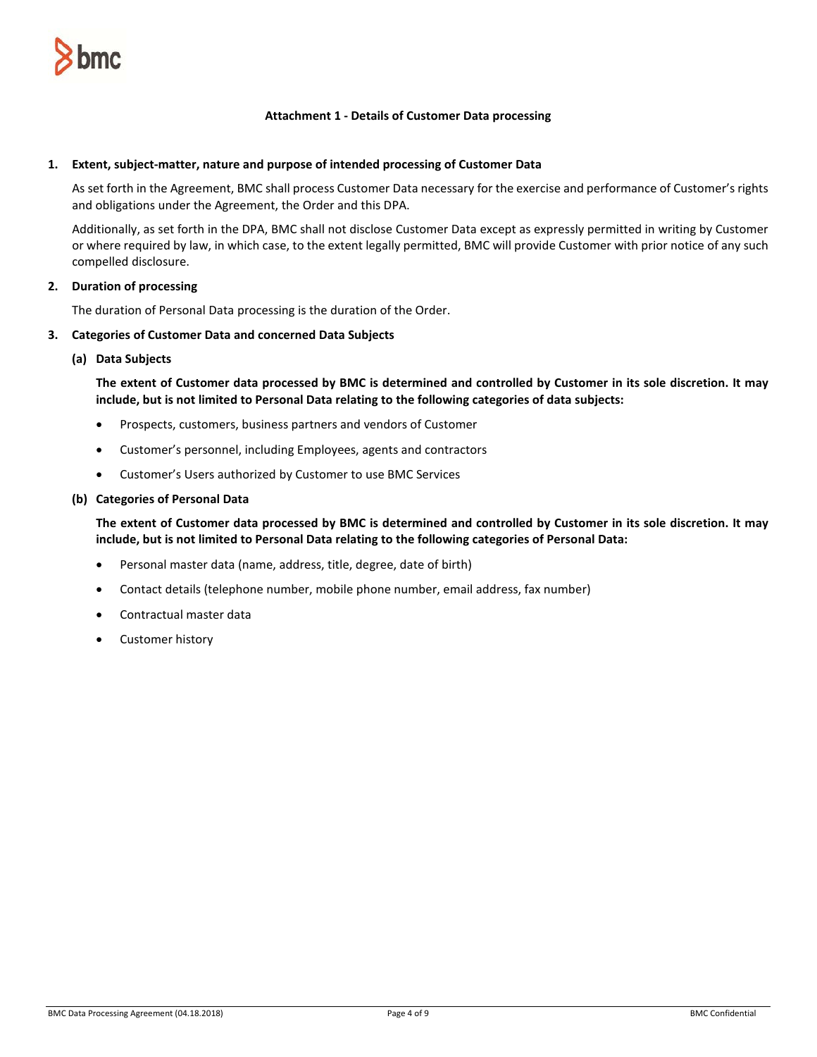# Attachment 1 - Details of Customer Data processing

## 1. Extent, subject-matter, nature and purpose of intended processing of Customer Data

As set forth in the Agreement, BMC shall process Customer Data necessary for the exercise and performance of Customer's rights and obligations under the Agreement, the Order and this DPA.

Additionally, as set forth in the DPA, BMC shall not disclose Customer Data except as expressly permitted in writing by Customer or where required by law, in which case, to the extent legally permitted, BMC will provide Customer with prior notice of any such compelled disclosure.

## 2. Duration of processing

The duration of Personal Data processing is the duration of the Order.

## 3. Categories of Customer Data and concerned Data Subjects

### (a) Data Subjects

**The extent of Customer data processed by BMC is determined and controlled by Customer in its sole discretion. It may include, but is not limited to Personal Data relating to the following categories of data subjects:**

- Prospects, customers, business partners and vendors of Customer
- Customer's personnel, including Employees, agents and contractors
- Customer's Users authorized by Customer to use BMC Services

### (b) Categories of Personal Data

**The extent of Customer data processed by BMC is determined and controlled by Customer in its sole discretion. It may include, but is not limited to Personal Data relating to the following categories of Personal Data:**

- Personal master data (name, address, title, degree, date of birth)
- Contact details (telephone number, mobile phone number, email address, fax number)
- Contractual master data
- Customer history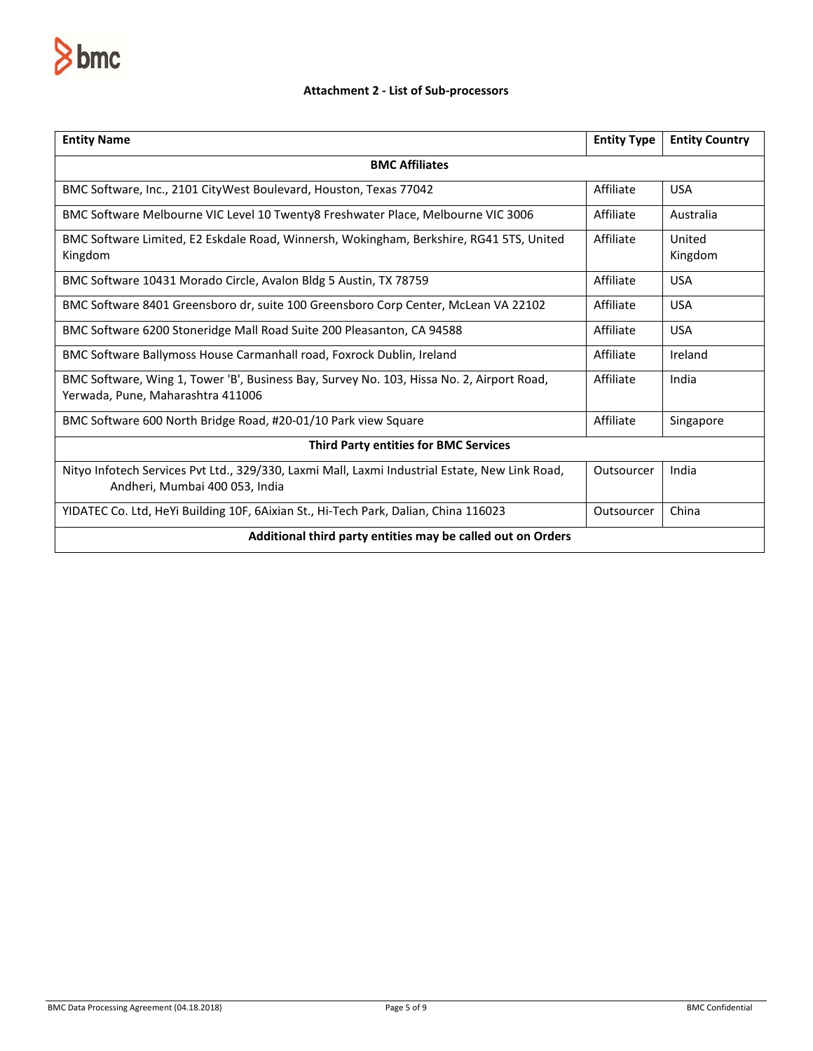### Attachment 2 - List of Sub-processors

| Entity Name | Entity Type | Entity Country |
|---|---|---|
| **BMC Affiliates** | | |
| BMC Software, Inc., 2101 CityWest Boulevard, Houston, Texas 77042 | Affiliate | USA |
| BMC Software Melbourne VIC Level 10 Twenty8 Freshwater Place, Melbourne VIC 3006 | Affiliate | Australia |
| BMC Software Limited, E2 Eskdale Road, Winnersh, Wokingham, Berkshire, RG41 5TS, United Kingdom | Affiliate | United Kingdom |
| BMC Software 10431 Morado Circle, Avalon Bldg 5 Austin, TX 78759 | Affiliate | USA |
| BMC Software 8401 Greensboro dr, suite 100 Greensboro Corp Center, McLean VA 22102 | Affiliate | USA |
| BMC Software 6200 Stoneridge Mall Road Suite 200 Pleasanton, CA 94588 | Affiliate | USA |
| BMC Software Ballymoss House Carmanhall road, Foxrock Dublin, Ireland | Affiliate | Ireland |
| BMC Software, Wing 1, Tower 'B', Business Bay, Survey No. 103, Hissa No. 2, Airport Road, Yerwada, Pune, Maharashtra 411006 | Affiliate | India |
| BMC Software 600 North Bridge Road, #20-01/10 Park view Square | Affiliate | Singapore |
| **Third Party entities for BMC Services** | | |
| Nityo Infotech Services Pvt Ltd., 329/330, Laxmi Mall, Laxmi Industrial Estate, New Link Road, Andheri, Mumbai 400 053, India | Outsourcer | India |
| YIDATEC Co. Ltd, HeYi Building 10F, 6Aixian St., Hi-Tech Park, Dalian, China 116023 | Outsourcer | China |
| **Additional third party entities may be called out on Orders** | | |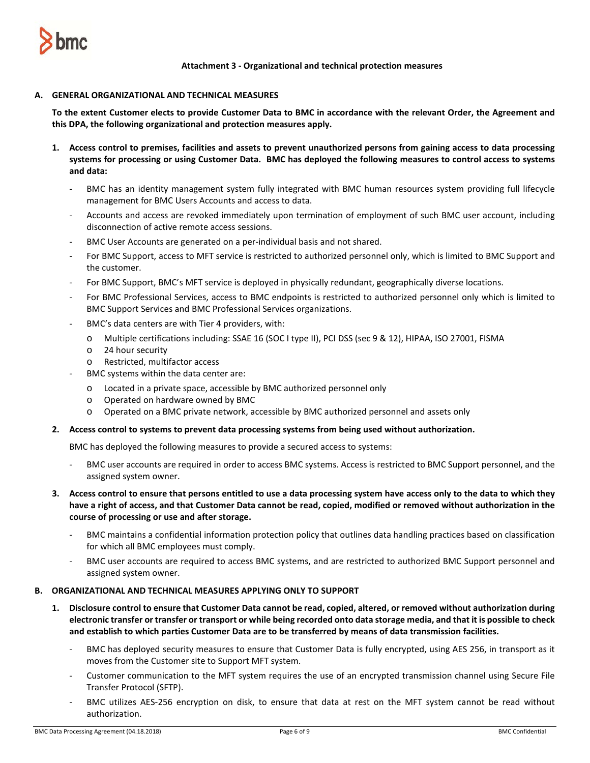**Attachment 3 - Organizational and technical protection measures**

## A. GENERAL ORGANIZATIONAL AND TECHNICAL MEASURES

**To the extent Customer elects to provide Customer Data to BMC in accordance with the relevant Order, the Agreement and this DPA, the following organizational and protection measures apply.**

1. **Access control to premises, facilities and assets to prevent unauthorized persons from gaining access to data processing systems for processing or using Customer Data. BMC has deployed the following measures to control access to systems and data:**
   - BMC has an identity management system fully integrated with BMC human resources system providing full lifecycle management for BMC Users Accounts and access to data.
   - Accounts and access are revoked immediately upon termination of employment of such BMC user account, including disconnection of active remote access sessions.
   - BMC User Accounts are generated on a per-individual basis and not shared.
   - For BMC Support, access to MFT service is restricted to authorized personnel only, which is limited to BMC Support and the customer.
   - For BMC Support, BMC's MFT service is deployed in physically redundant, geographically diverse locations.
   - For BMC Professional Services, access to BMC endpoints is restricted to authorized personnel only which is limited to BMC Support Services and BMC Professional Services organizations.
   - BMC's data centers are with Tier 4 providers, with:
     - Multiple certifications including: SSAE 16 (SOC I type II), PCI DSS (sec 9 & 12), HIPAA, ISO 27001, FISMA
     - 24 hour security
     - Restricted, multifactor access
   - BMC systems within the data center are:
     - Located in a private space, accessible by BMC authorized personnel only
     - Operated on hardware owned by BMC
     - Operated on a BMC private network, accessible by BMC authorized personnel and assets only

2. **Access control to systems to prevent data processing systems from being used without authorization.**

   BMC has deployed the following measures to provide a secured access to systems:

   - BMC user accounts are required in order to access BMC systems. Access is restricted to BMC Support personnel, and the assigned system owner.

3. **Access control to ensure that persons entitled to use a data processing system have access only to the data to which they have a right of access, and that Customer Data cannot be read, copied, modified or removed without authorization in the course of processing or use and after storage.**
   - BMC maintains a confidential information protection policy that outlines data handling practices based on classification for which all BMC employees must comply.
   - BMC user accounts are required to access BMC systems, and are restricted to authorized BMC Support personnel and assigned system owner.

## B. ORGANIZATIONAL AND TECHNICAL MEASURES APPLYING ONLY TO SUPPORT

1. **Disclosure control to ensure that Customer Data cannot be read, copied, altered, or removed without authorization during electronic transfer or transfer or transport or while being recorded onto data storage media, and that it is possible to check and establish to which parties Customer Data are to be transferred by means of data transmission facilities.**
   - BMC has deployed security measures to ensure that Customer Data is fully encrypted, using AES 256, in transport as it moves from the Customer site to Support MFT system.
   - Customer communication to the MFT system requires the use of an encrypted transmission channel using Secure File Transfer Protocol (SFTP).
   - BMC utilizes AES-256 encryption on disk, to ensure that data at rest on the MFT system cannot be read without authorization.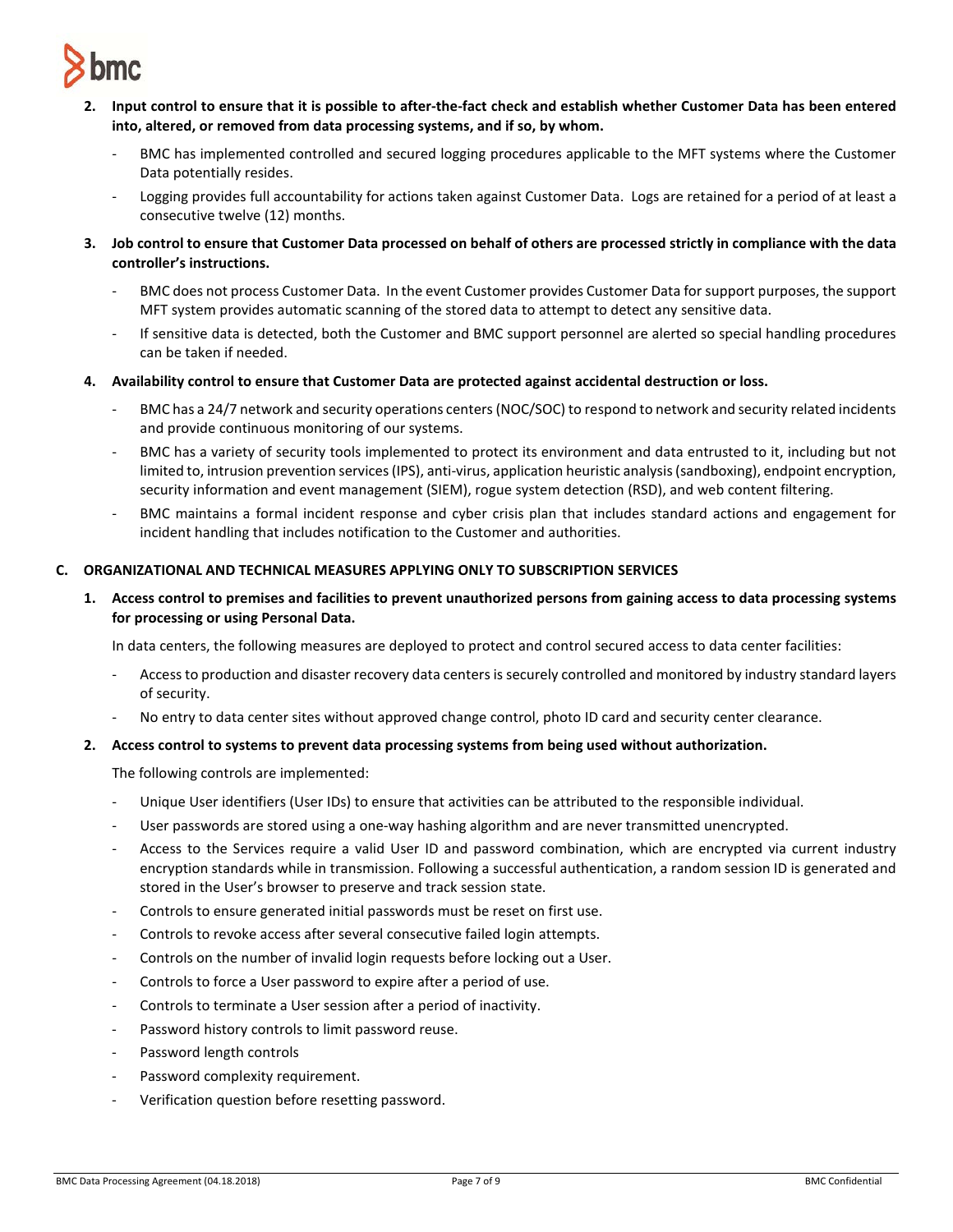**2. Input control to ensure that it is possible to after-the-fact check and establish whether Customer Data has been entered into, altered, or removed from data processing systems, and if so, by whom.**

- BMC has implemented controlled and secured logging procedures applicable to the MFT systems where the Customer Data potentially resides.
- Logging provides full accountability for actions taken against Customer Data. Logs are retained for a period of at least a consecutive twelve (12) months.

**3. Job control to ensure that Customer Data processed on behalf of others are processed strictly in compliance with the data controller's instructions.**

- BMC does not process Customer Data. In the event Customer provides Customer Data for support purposes, the support MFT system provides automatic scanning of the stored data to attempt to detect any sensitive data.
- If sensitive data is detected, both the Customer and BMC support personnel are alerted so special handling procedures can be taken if needed.

**4. Availability control to ensure that Customer Data are protected against accidental destruction or loss.**

- BMC has a 24/7 network and security operations centers (NOC/SOC) to respond to network and security related incidents and provide continuous monitoring of our systems.
- BMC has a variety of security tools implemented to protect its environment and data entrusted to it, including but not limited to, intrusion prevention services (IPS), anti-virus, application heuristic analysis (sandboxing), endpoint encryption, security information and event management (SIEM), rogue system detection (RSD), and web content filtering.
- BMC maintains a formal incident response and cyber crisis plan that includes standard actions and engagement for incident handling that includes notification to the Customer and authorities.

## C. ORGANIZATIONAL AND TECHNICAL MEASURES APPLYING ONLY TO SUBSCRIPTION SERVICES

**1. Access control to premises and facilities to prevent unauthorized persons from gaining access to data processing systems for processing or using Personal Data.**

In data centers, the following measures are deployed to protect and control secured access to data center facilities:

- Access to production and disaster recovery data centers is securely controlled and monitored by industry standard layers of security.
- No entry to data center sites without approved change control, photo ID card and security center clearance.

**2. Access control to systems to prevent data processing systems from being used without authorization.**

The following controls are implemented:

- Unique User identifiers (User IDs) to ensure that activities can be attributed to the responsible individual.
- User passwords are stored using a one-way hashing algorithm and are never transmitted unencrypted.
- Access to the Services require a valid User ID and password combination, which are encrypted via current industry encryption standards while in transmission. Following a successful authentication, a random session ID is generated and stored in the User's browser to preserve and track session state.
- Controls to ensure generated initial passwords must be reset on first use.
- Controls to revoke access after several consecutive failed login attempts.
- Controls on the number of invalid login requests before locking out a User.
- Controls to force a User password to expire after a period of use.
- Controls to terminate a User session after a period of inactivity.
- Password history controls to limit password reuse.
- Password length controls
- Password complexity requirement.
- Verification question before resetting password.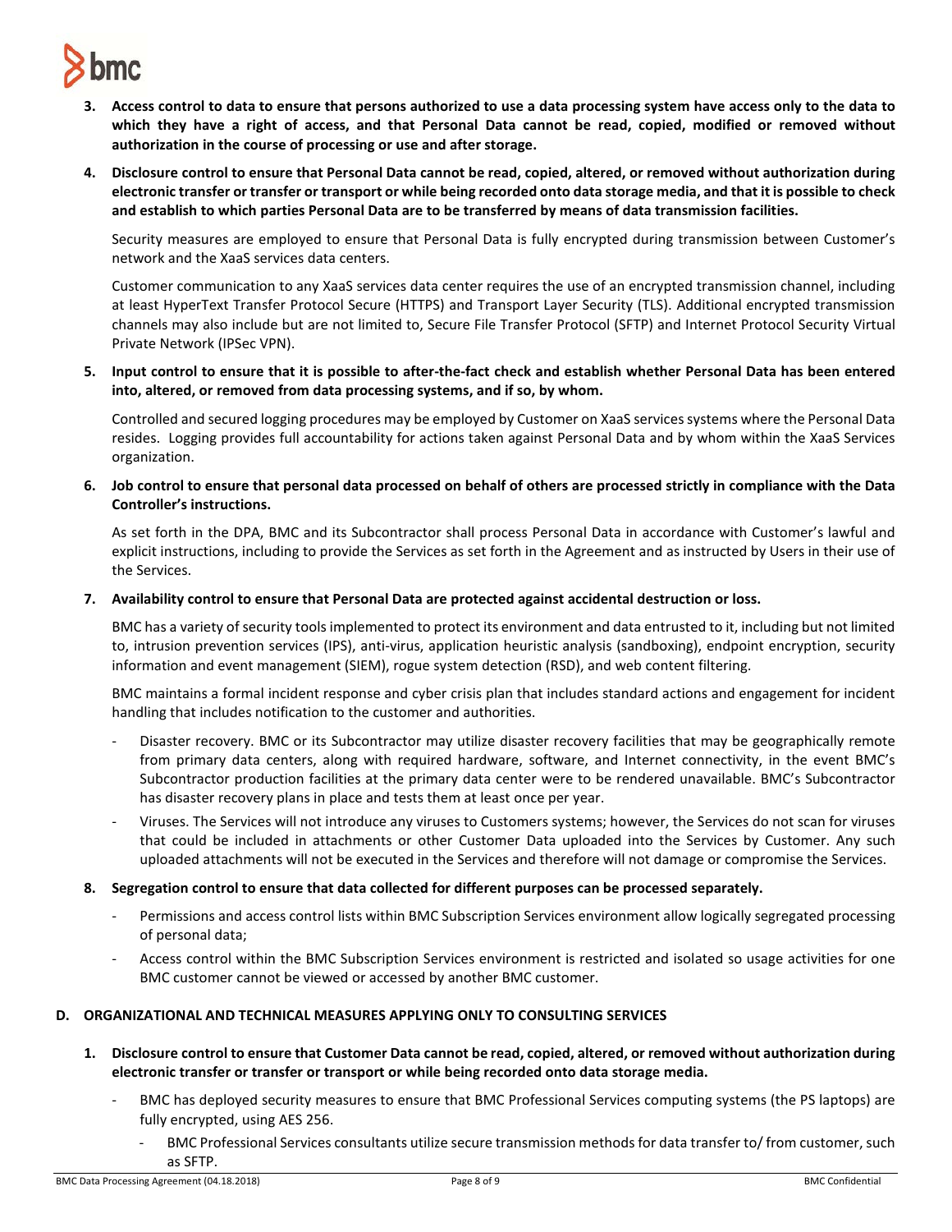3. **Access control to data to ensure that persons authorized to use a data processing system have access only to the data to which they have a right of access, and that Personal Data cannot be read, copied, modified or removed without authorization in the course of processing or use and after storage.**

4. **Disclosure control to ensure that Personal Data cannot be read, copied, altered, or removed without authorization during electronic transfer or transfer or transport or while being recorded onto data storage media, and that it is possible to check and establish to which parties Personal Data are to be transferred by means of data transmission facilities.**

   Security measures are employed to ensure that Personal Data is fully encrypted during transmission between Customer's network and the XaaS services data centers.

   Customer communication to any XaaS services data center requires the use of an encrypted transmission channel, including at least HyperText Transfer Protocol Secure (HTTPS) and Transport Layer Security (TLS). Additional encrypted transmission channels may also include but are not limited to, Secure File Transfer Protocol (SFTP) and Internet Protocol Security Virtual Private Network (IPSec VPN).

5. **Input control to ensure that it is possible to after-the-fact check and establish whether Personal Data has been entered into, altered, or removed from data processing systems, and if so, by whom.**

   Controlled and secured logging procedures may be employed by Customer on XaaS services systems where the Personal Data resides. Logging provides full accountability for actions taken against Personal Data and by whom within the XaaS Services organization.

6. **Job control to ensure that personal data processed on behalf of others are processed strictly in compliance with the Data Controller's instructions.**

   As set forth in the DPA, BMC and its Subcontractor shall process Personal Data in accordance with Customer's lawful and explicit instructions, including to provide the Services as set forth in the Agreement and as instructed by Users in their use of the Services.

7. **Availability control to ensure that Personal Data are protected against accidental destruction or loss.**

   BMC has a variety of security tools implemented to protect its environment and data entrusted to it, including but not limited to, intrusion prevention services (IPS), anti-virus, application heuristic analysis (sandboxing), endpoint encryption, security information and event management (SIEM), rogue system detection (RSD), and web content filtering.

   BMC maintains a formal incident response and cyber crisis plan that includes standard actions and engagement for incident handling that includes notification to the customer and authorities.

   - Disaster recovery. BMC or its Subcontractor may utilize disaster recovery facilities that may be geographically remote from primary data centers, along with required hardware, software, and Internet connectivity, in the event BMC's Subcontractor production facilities at the primary data center were to be rendered unavailable. BMC's Subcontractor has disaster recovery plans in place and tests them at least once per year.
   - Viruses. The Services will not introduce any viruses to Customers systems; however, the Services do not scan for viruses that could be included in attachments or other Customer Data uploaded into the Services by Customer. Any such uploaded attachments will not be executed in the Services and therefore will not damage or compromise the Services.

8. **Segregation control to ensure that data collected for different purposes can be processed separately.**

   - Permissions and access control lists within BMC Subscription Services environment allow logically segregated processing of personal data;
   - Access control within the BMC Subscription Services environment is restricted and isolated so usage activities for one BMC customer cannot be viewed or accessed by another BMC customer.

## D. ORGANIZATIONAL AND TECHNICAL MEASURES APPLYING ONLY TO CONSULTING SERVICES

1. **Disclosure control to ensure that Customer Data cannot be read, copied, altered, or removed without authorization during electronic transfer or transfer or transport or while being recorded onto data storage media.**

   - BMC has deployed security measures to ensure that BMC Professional Services computing systems (the PS laptops) are fully encrypted, using AES 256.
     - BMC Professional Services consultants utilize secure transmission methods for data transfer to/ from customer, such as SFTP.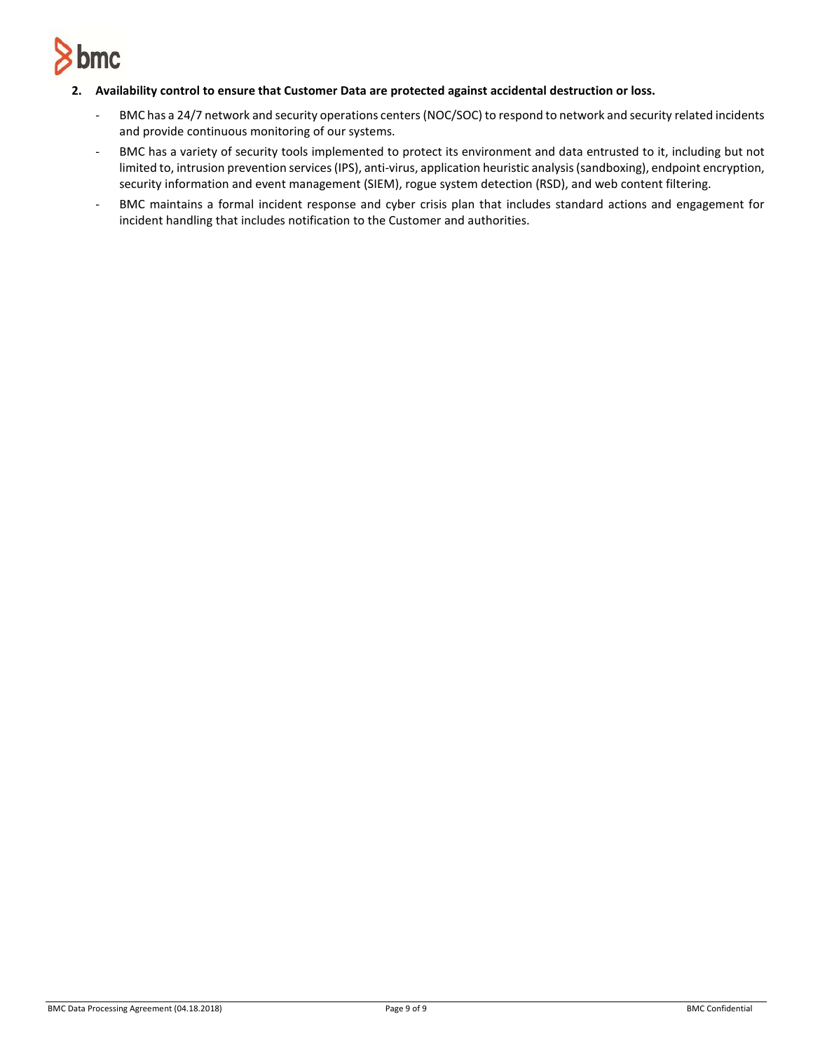2. **Availability control to ensure that Customer Data are protected against accidental destruction or loss.**

   - BMC has a 24/7 network and security operations centers (NOC/SOC) to respond to network and security related incidents and provide continuous monitoring of our systems.
   - BMC has a variety of security tools implemented to protect its environment and data entrusted to it, including but not limited to, intrusion prevention services (IPS), anti-virus, application heuristic analysis (sandboxing), endpoint encryption, security information and event management (SIEM), rogue system detection (RSD), and web content filtering.
   - BMC maintains a formal incident response and cyber crisis plan that includes standard actions and engagement for incident handling that includes notification to the Customer and authorities.